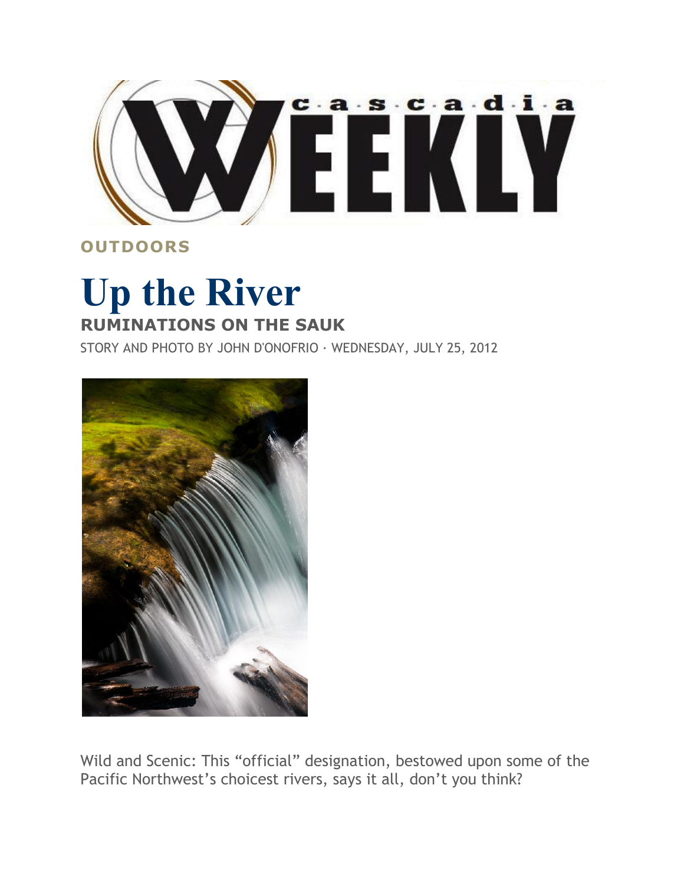Cascadia WEEKLY

**OUTDOORS**

# Up the River

## RUMINATIONS ON THE SAUK

STORY AND PHOTO BY JOHN D'ONOFRIO · WEDNESDAY, JULY 25, 2012

Wild and Scenic: This “official” designation, bestowed upon some of the Pacific Northwest’s choicest rivers, says it all, don’t you think?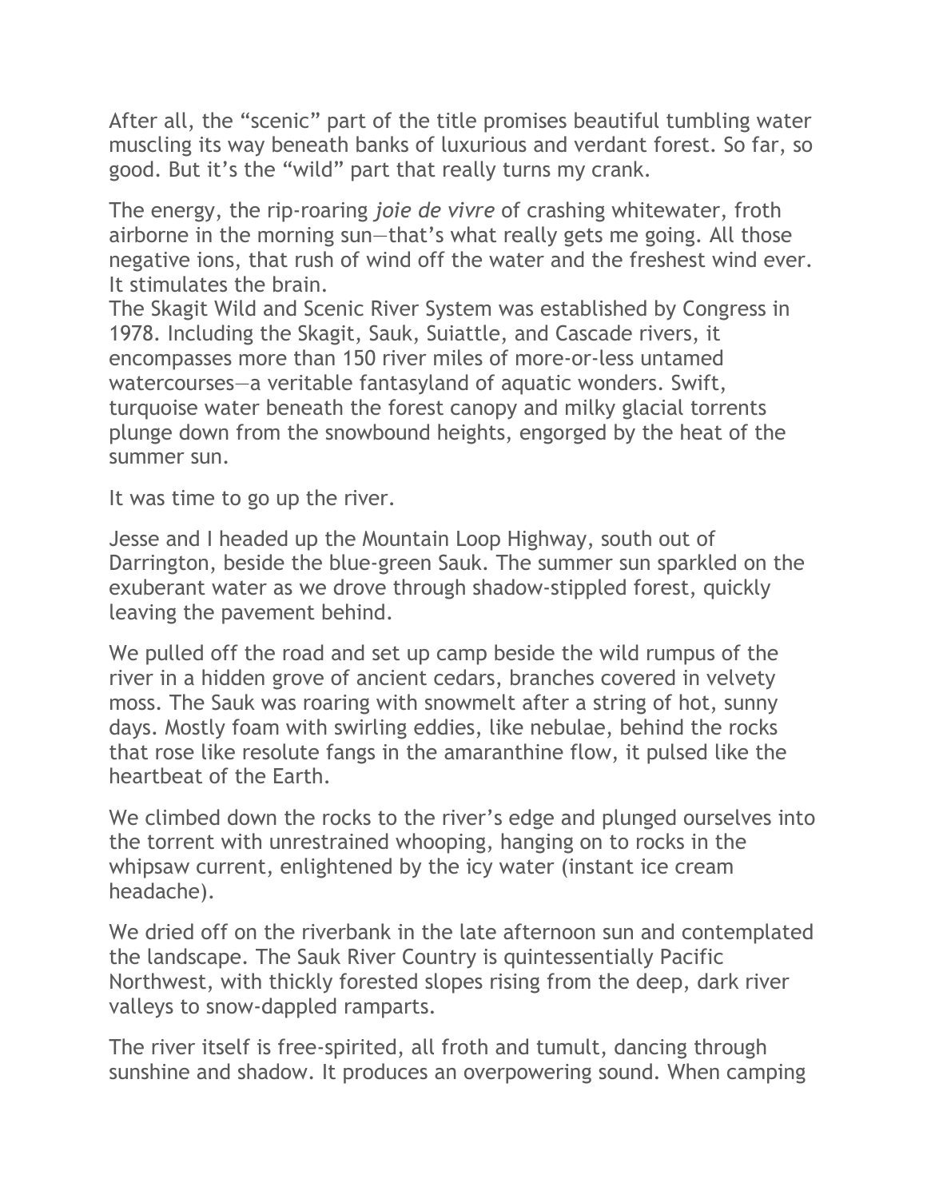After all, the "scenic" part of the title promises beautiful tumbling water muscling its way beneath banks of luxurious and verdant forest. So far, so good. But it's the "wild" part that really turns my crank.

The energy, the rip-roaring *joie de vivre* of crashing whitewater, froth airborne in the morning sun—that's what really gets me going. All those negative ions, that rush of wind off the water and the freshest wind ever. It stimulates the brain.

The Skagit Wild and Scenic River System was established by Congress in 1978. Including the Skagit, Sauk, Suiattle, and Cascade rivers, it encompasses more than 150 river miles of more-or-less untamed watercourses—a veritable fantasyland of aquatic wonders. Swift, turquoise water beneath the forest canopy and milky glacial torrents plunge down from the snowbound heights, engorged by the heat of the summer sun.

It was time to go up the river.

Jesse and I headed up the Mountain Loop Highway, south out of Darrington, beside the blue-green Sauk. The summer sun sparkled on the exuberant water as we drove through shadow-stippled forest, quickly leaving the pavement behind.

We pulled off the road and set up camp beside the wild rumpus of the river in a hidden grove of ancient cedars, branches covered in velvety moss. The Sauk was roaring with snowmelt after a string of hot, sunny days. Mostly foam with swirling eddies, like nebulae, behind the rocks that rose like resolute fangs in the amaranthine flow, it pulsed like the heartbeat of the Earth.

We climbed down the rocks to the river's edge and plunged ourselves into the torrent with unrestrained whooping, hanging on to rocks in the whipsaw current, enlightened by the icy water (instant ice cream headache).

We dried off on the riverbank in the late afternoon sun and contemplated the landscape. The Sauk River Country is quintessentially Pacific Northwest, with thickly forested slopes rising from the deep, dark river valleys to snow-dappled ramparts.

The river itself is free-spirited, all froth and tumult, dancing through sunshine and shadow. It produces an overpowering sound. When camping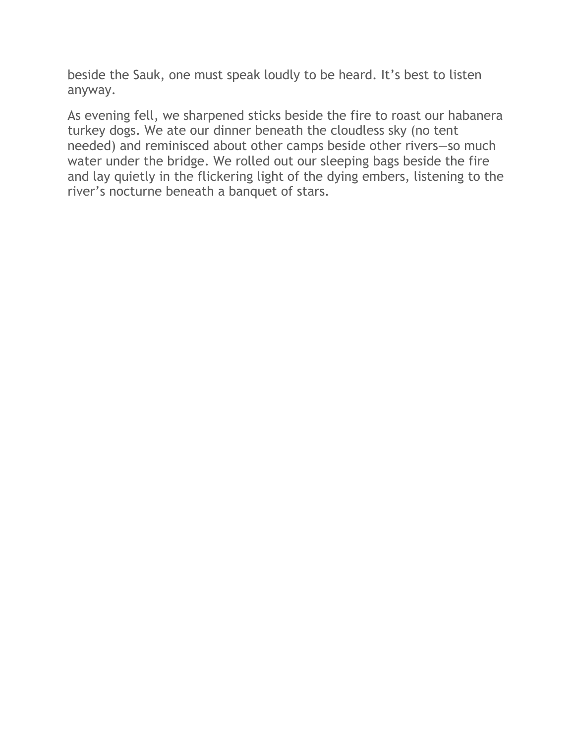beside the Sauk, one must speak loudly to be heard. It’s best to listen anyway.

As evening fell, we sharpened sticks beside the fire to roast our habanera turkey dogs. We ate our dinner beneath the cloudless sky (no tent needed) and reminisced about other camps beside other rivers—so much water under the bridge. We rolled out our sleeping bags beside the fire and lay quietly in the flickering light of the dying embers, listening to the river’s nocturne beneath a banquet of stars.